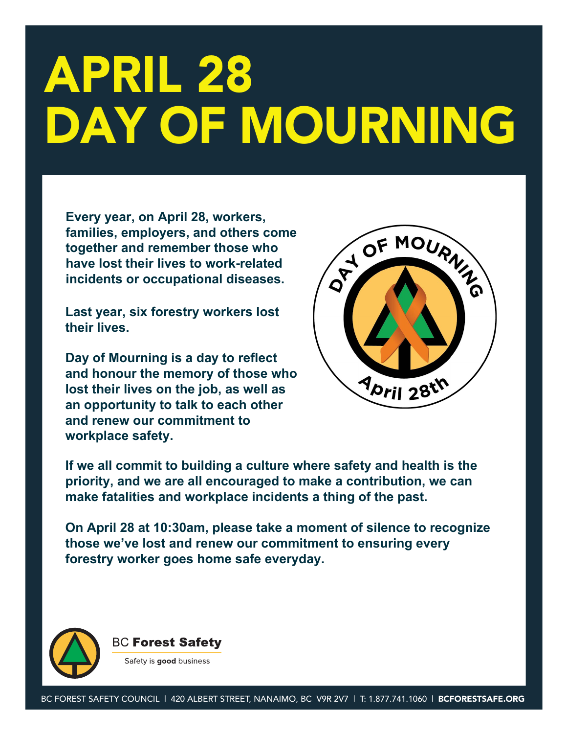# APRIL 28 DAY OF MOURNING

**Every year, on April 28, workers, families, employers, and others come together and remember those who have lost their lives to work-related incidents or occupational diseases.**

**Last year, six forestry workers lost their lives.**

**Day of Mourning is a day to reflect and honour the memory of those who lost their lives on the job, as well as an opportunity to talk to each other and renew our commitment to workplace safety.**

DAY OF MOURNING

April 28th

**If we all commit to building a culture where safety and health is the priority, and we are all encouraged to make a contribution, we can make fatalities and workplace incidents a thing of the past.**

**On April 28 at 10:30am, please take a moment of silence to recognize those we've lost and renew our commitment to ensuring every forestry worker goes home safe everyday.**

BC **Forest Safety**

Safety is **good** business

BC FOREST SAFETY COUNCIL | 420 ALBERT STREET, NANAIMO, BC V9R 2V7 | T: 1.877.741.1060 | **BCFORESTSAFE.ORG**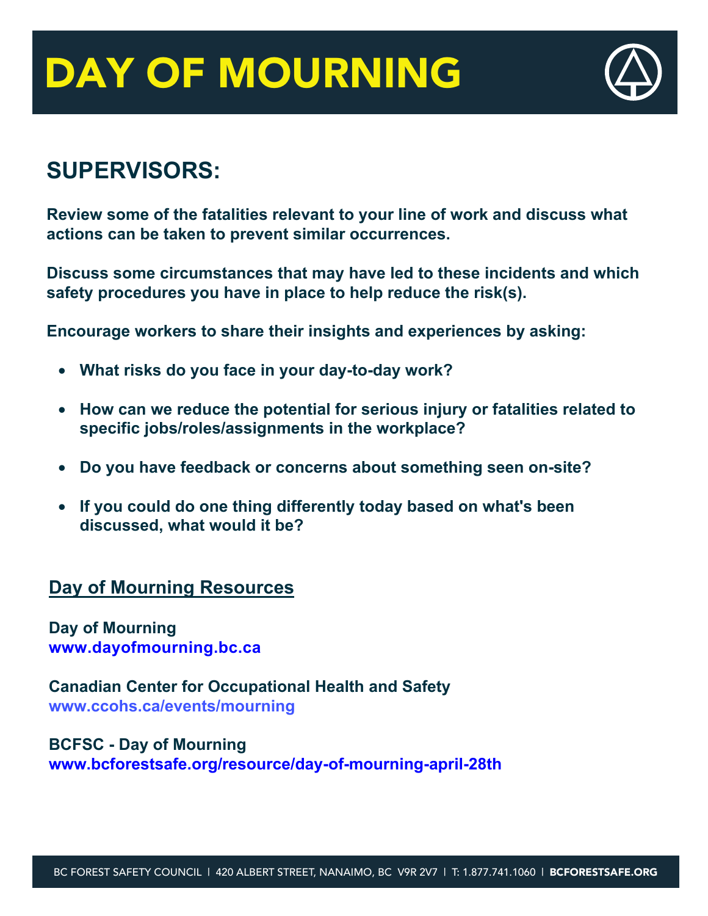# DAY OF MOURNING

## SUPERVISORS:

**Review some of the fatalities relevant to your line of work and discuss what actions can be taken to prevent similar occurrences.**

**Discuss some circumstances that may have led to these incidents and which safety procedures you have in place to help reduce the risk(s).**

**Encourage workers to share their insights and experiences by asking:**

- **What risks do you face in your day-to-day work?**
- **How can we reduce the potential for serious injury or fatalities related to specific jobs/roles/assignments in the workplace?**
- **Do you have feedback or concerns about something seen on-site?**
- **If you could do one thing differently today based on what's been discussed, what would it be?**

### Day of Mourning Resources

**Day of Mourning**
**www.dayofmourning.bc.ca**

**Canadian Center for Occupational Health and Safety**
**www.ccohs.ca/events/mourning**

**BCFSC - Day of Mourning**
**www.bcforestsafe.org/resource/day-of-mourning-april-28th**

BC FOREST SAFETY COUNCIL | 420 ALBERT STREET, NANAIMO, BC V9R 2V7 | T: 1.877.741.1060 | **BCFORESTSAFE.ORG**